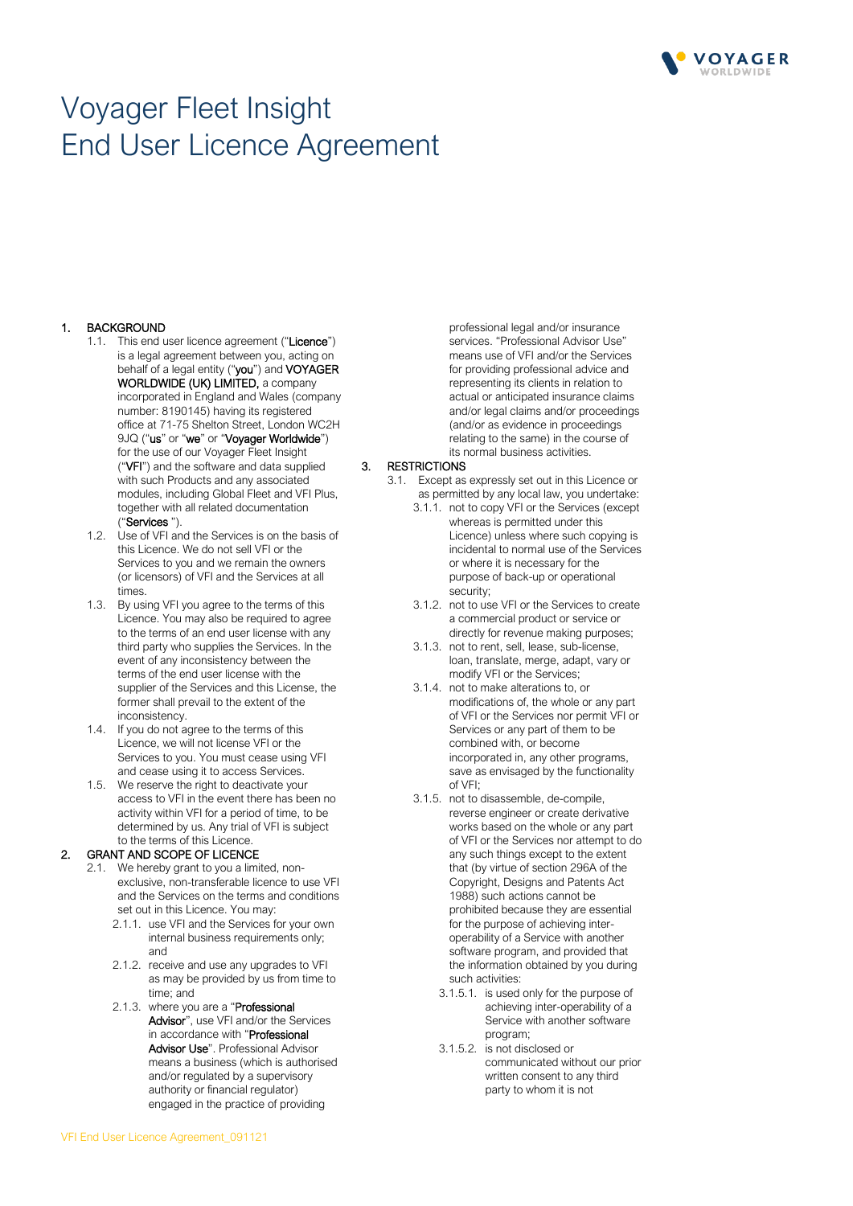# Voyager Fleet Insight
# End User Licence Agreement

## 1. BACKGROUND

1.1. This end user licence agreement ("**Licence**") is a legal agreement between you, acting on behalf of a legal entity ("**you**") and **VOYAGER WORLDWIDE (UK) LIMITED,** a company incorporated in England and Wales (company number: 8190145) having its registered office at 71-75 Shelton Street, London WC2H 9JQ ("**us**" or "**we**" or "**Voyager Worldwide**") for the use of our Voyager Fleet Insight ("**VFI**") and the software and data supplied with such Products and any associated modules, including Global Fleet and VFI Plus, together with all related documentation ("**Services** ").

1.2. Use of VFI and the Services is on the basis of this Licence. We do not sell VFI or the Services to you and we remain the owners (or licensors) of VFI and the Services at all times.

1.3. By using VFI you agree to the terms of this Licence. You may also be required to agree to the terms of an end user license with any third party who supplies the Services. In the event of any inconsistency between the terms of the end user license with the supplier of the Services and this License, the former shall prevail to the extent of the inconsistency.

1.4. If you do not agree to the terms of this Licence, we will not license VFI or the Services to you. You must cease using VFI and cease using it to access Services.

1.5. We reserve the right to deactivate your access to VFI in the event there has been no activity within VFI for a period of time, to be determined by us. Any trial of VFI is subject to the terms of this Licence.

## 2. GRANT AND SCOPE OF LICENCE

2.1. We hereby grant to you a limited, non-exclusive, non-transferable licence to use VFI and the Services on the terms and conditions set out in this Licence. You may:

2.1.1. use VFI and the Services for your own internal business requirements only; and

2.1.2. receive and use any upgrades to VFI as may be provided by us from time to time; and

2.1.3. where you are a "**Professional Advisor**", use VFI and/or the Services in accordance with "**Professional Advisor Use**". Professional Advisor means a business (which is authorised and/or regulated by a supervisory authority or financial regulator) engaged in the practice of providing professional legal and/or insurance services. "Professional Advisor Use" means use of VFI and/or the Services for providing professional advice and representing its clients in relation to actual or anticipated insurance claims and/or legal claims and/or proceedings (and/or as evidence in proceedings relating to the same) in the course of its normal business activities.

## 3. RESTRICTIONS

3.1. Except as expressly set out in this Licence or as permitted by any local law, you undertake:

3.1.1. not to copy VFI or the Services (except whereas is permitted under this Licence) unless where such copying is incidental to normal use of the Services or where it is necessary for the purpose of back-up or operational security;

3.1.2. not to use VFI or the Services to create a commercial product or service or directly for revenue making purposes;

3.1.3. not to rent, sell, lease, sub-license, loan, translate, merge, adapt, vary or modify VFI or the Services;

3.1.4. not to make alterations to, or modifications of, the whole or any part of VFI or the Services nor permit VFI or Services or any part of them to be combined with, or become incorporated in, any other programs, save as envisaged by the functionality of VFI;

3.1.5. not to disassemble, de-compile, reverse engineer or create derivative works based on the whole or any part of VFI or the Services nor attempt to do any such things except to the extent that (by virtue of section 296A of the Copyright, Designs and Patents Act 1988) such actions cannot be prohibited because they are essential for the purpose of achieving inter-operability of a Service with another software program, and provided that the information obtained by you during such activities:

3.1.5.1. is used only for the purpose of achieving inter-operability of a Service with another software program;

3.1.5.2. is not disclosed or communicated without our prior written consent to any third party to whom it is not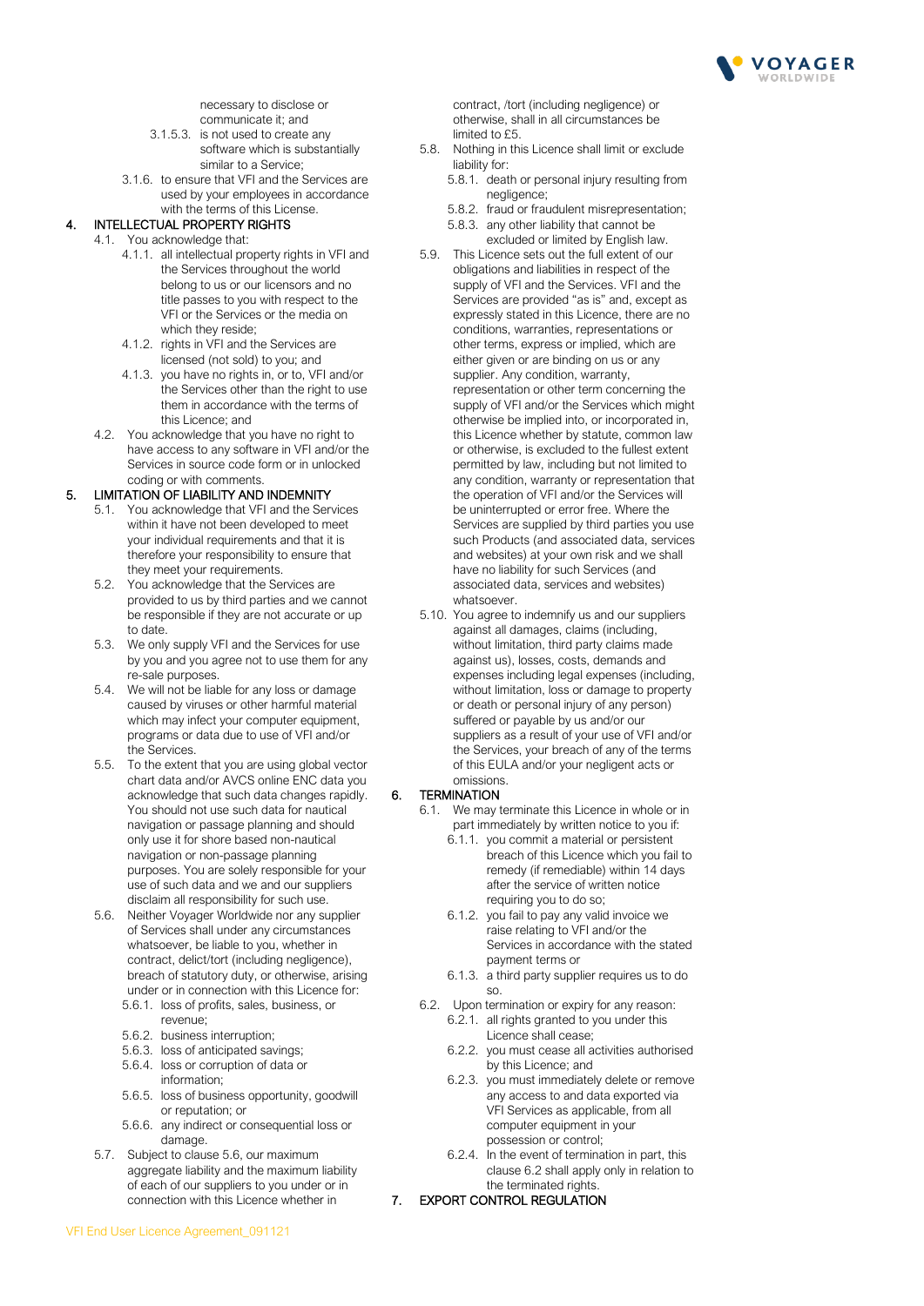necessary to disclose or communicate it; and

3.1.5.3. is not used to create any software which is substantially similar to a Service;

3.1.6. to ensure that VFI and the Services are used by your employees in accordance with the terms of this License.

## 4. INTELLECTUAL PROPERTY RIGHTS

4.1. You acknowledge that:

4.1.1. all intellectual property rights in VFI and the Services throughout the world belong to us or our licensors and no title passes to you with respect to the VFI or the Services or the media on which they reside;

4.1.2. rights in VFI and the Services are licensed (not sold) to you; and

4.1.3. you have no rights in, or to, VFI and/or the Services other than the right to use them in accordance with the terms of this Licence; and

4.2. You acknowledge that you have no right to have access to any software in VFI and/or the Services in source code form or in unlocked coding or with comments.

## 5. LIMITATION OF LIABILITY AND INDEMNITY

5.1. You acknowledge that VFI and the Services within it have not been developed to meet your individual requirements and that it is therefore your responsibility to ensure that they meet your requirements.

5.2. You acknowledge that the Services are provided to us by third parties and we cannot be responsible if they are not accurate or up to date.

5.3. We only supply VFI and the Services for use by you and you agree not to use them for any re-sale purposes.

5.4. We will not be liable for any loss or damage caused by viruses or other harmful material which may infect your computer equipment, programs or data due to use of VFI and/or the Services.

5.5. To the extent that you are using global vector chart data and/or AVCS online ENC data you acknowledge that such data changes rapidly. You should not use such data for nautical navigation or passage planning and should only use it for shore based non-nautical navigation or non-passage planning purposes. You are solely responsible for your use of such data and we and our suppliers disclaim all responsibility for such use.

5.6. Neither Voyager Worldwide nor any supplier of Services shall under any circumstances whatsoever, be liable to you, whether in contract, delict/tort (including negligence), breach of statutory duty, or otherwise, arising under or in connection with this Licence for:

5.6.1. loss of profits, sales, business, or revenue;

5.6.2. business interruption;

5.6.3. loss of anticipated savings;

5.6.4. loss or corruption of data or information;

5.6.5. loss of business opportunity, goodwill or reputation; or

5.6.6. any indirect or consequential loss or damage.

5.7. Subject to clause 5.6, our maximum aggregate liability and the maximum liability of each of our suppliers to you under or in connection with this Licence whether in contract, /tort (including negligence) or otherwise, shall in all circumstances be limited to £5.

5.8. Nothing in this Licence shall limit or exclude liability for:

5.8.1. death or personal injury resulting from negligence;

5.8.2. fraud or fraudulent misrepresentation;

5.8.3. any other liability that cannot be excluded or limited by English law.

5.9. This Licence sets out the full extent of our obligations and liabilities in respect of the supply of VFI and the Services. VFI and the Services are provided "as is" and, except as expressly stated in this Licence, there are no conditions, warranties, representations or other terms, express or implied, which are either given or are binding on us or any supplier. Any condition, warranty, representation or other term concerning the supply of VFI and/or the Services which might otherwise be implied into, or incorporated in, this Licence whether by statute, common law or otherwise, is excluded to the fullest extent permitted by law, including but not limited to any condition, warranty or representation that the operation of VFI and/or the Services will be uninterrupted or error free. Where the Services are supplied by third parties you use such Products (and associated data, services and websites) at your own risk and we shall have no liability for such Services (and associated data, services and websites) whatsoever.

5.10. You agree to indemnify us and our suppliers against all damages, claims (including, without limitation, third party claims made against us), losses, costs, demands and expenses including legal expenses (including, without limitation, loss or damage to property or death or personal injury of any person) suffered or payable by us and/or our suppliers as a result of your use of VFI and/or the Services, your breach of any of the terms of this EULA and/or your negligent acts or omissions.

## 6. TERMINATION

6.1. We may terminate this Licence in whole or in part immediately by written notice to you if:

6.1.1. you commit a material or persistent breach of this Licence which you fail to remedy (if remediable) within 14 days after the service of written notice requiring you to do so;

6.1.2. you fail to pay any valid invoice we raise relating to VFI and/or the Services in accordance with the stated payment terms or

6.1.3. a third party supplier requires us to do so.

6.2. Upon termination or expiry for any reason:

6.2.1. all rights granted to you under this Licence shall cease;

6.2.2. you must cease all activities authorised by this Licence; and

6.2.3. you must immediately delete or remove any access to and data exported via VFI Services as applicable, from all computer equipment in your possession or control;

6.2.4. In the event of termination in part, this clause 6.2 shall apply only in relation to the terminated rights.

## 7. EXPORT CONTROL REGULATION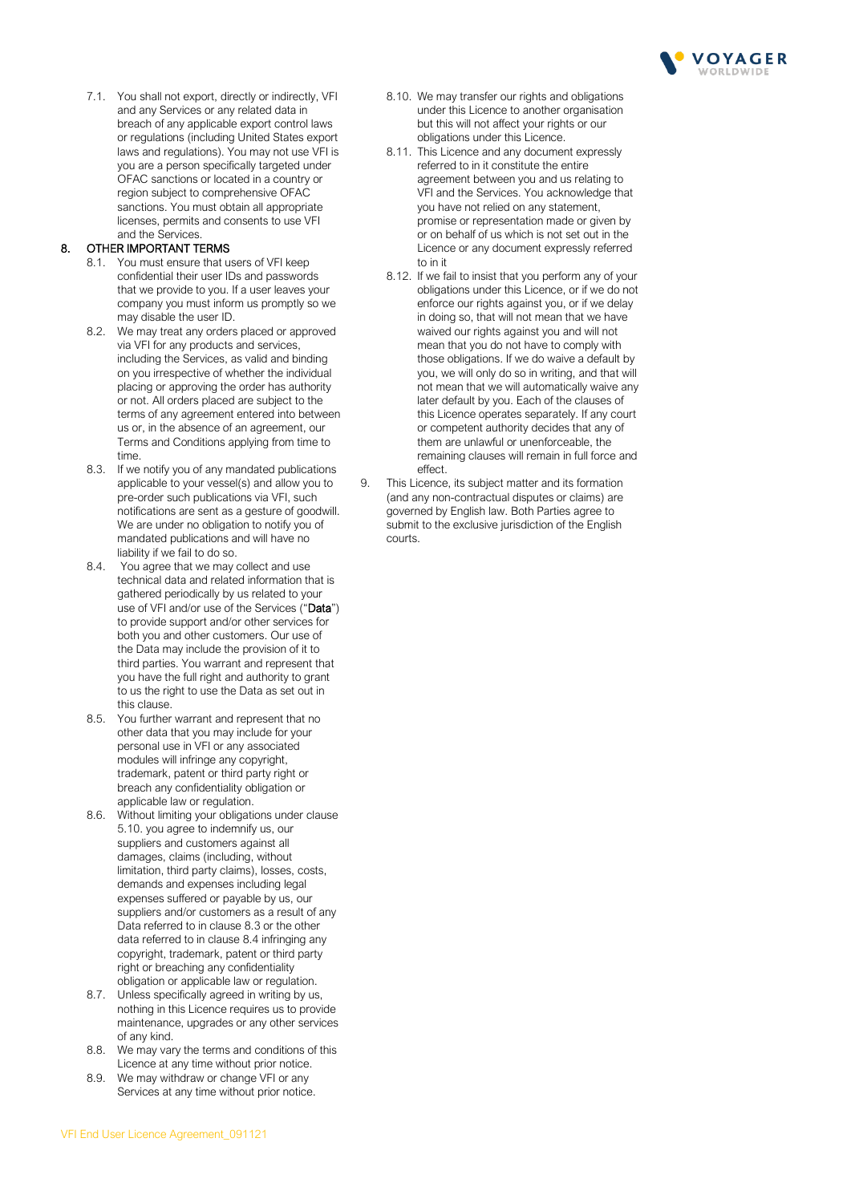7.1. You shall not export, directly or indirectly, VFI and any Services or any related data in breach of any applicable export control laws or regulations (including United States export laws and regulations). You may not use VFI is you are a person specifically targeted under OFAC sanctions or located in a country or region subject to comprehensive OFAC sanctions. You must obtain all appropriate licenses, permits and consents to use VFI and the Services.

## 8. OTHER IMPORTANT TERMS

8.1. You must ensure that users of VFI keep confidential their user IDs and passwords that we provide to you. If a user leaves your company you must inform us promptly so we may disable the user ID.

8.2. We may treat any orders placed or approved via VFI for any products and services, including the Services, as valid and binding on you irrespective of whether the individual placing or approving the order has authority or not. All orders placed are subject to the terms of any agreement entered into between us or, in the absence of an agreement, our Terms and Conditions applying from time to time.

8.3. If we notify you of any mandated publications applicable to your vessel(s) and allow you to pre-order such publications via VFI, such notifications are sent as a gesture of goodwill. We are under no obligation to notify you of mandated publications and will have no liability if we fail to do so.

8.4. You agree that we may collect and use technical data and related information that is gathered periodically by us related to your use of VFI and/or use of the Services ("**Data**") to provide support and/or other services for both you and other customers. Our use of the Data may include the provision of it to third parties. You warrant and represent that you have the full right and authority to grant to us the right to use the Data as set out in this clause.

8.5. You further warrant and represent that no other data that you may include for your personal use in VFI or any associated modules will infringe any copyright, trademark, patent or third party right or breach any confidentiality obligation or applicable law or regulation.

8.6. Without limiting your obligations under clause 5.10. you agree to indemnify us, our suppliers and customers against all damages, claims (including, without limitation, third party claims), losses, costs, demands and expenses including legal expenses suffered or payable by us, our suppliers and/or customers as a result of any Data referred to in clause 8.3 or the other data referred to in clause 8.4 infringing any copyright, trademark, patent or third party right or breaching any confidentiality obligation or applicable law or regulation.

8.7. Unless specifically agreed in writing by us, nothing in this Licence requires us to provide maintenance, upgrades or any other services of any kind.

8.8. We may vary the terms and conditions of this Licence at any time without prior notice.

8.9. We may withdraw or change VFI or any Services at any time without prior notice.

8.10. We may transfer our rights and obligations under this Licence to another organisation but this will not affect your rights or our obligations under this Licence.

8.11. This Licence and any document expressly referred to in it constitute the entire agreement between you and us relating to VFI and the Services. You acknowledge that you have not relied on any statement, promise or representation made or given by or on behalf of us which is not set out in the Licence or any document expressly referred to in it

8.12. If we fail to insist that you perform any of your obligations under this Licence, or if we do not enforce our rights against you, or if we delay in doing so, that will not mean that we have waived our rights against you and will not mean that you do not have to comply with those obligations. If we do waive a default by you, we will only do so in writing, and that will not mean that we will automatically waive any later default by you. Each of the clauses of this Licence operates separately. If any court or competent authority decides that any of them are unlawful or unenforceable, the remaining clauses will remain in full force and effect.

9. This Licence, its subject matter and its formation (and any non-contractual disputes or claims) are governed by English law. Both Parties agree to submit to the exclusive jurisdiction of the English courts.